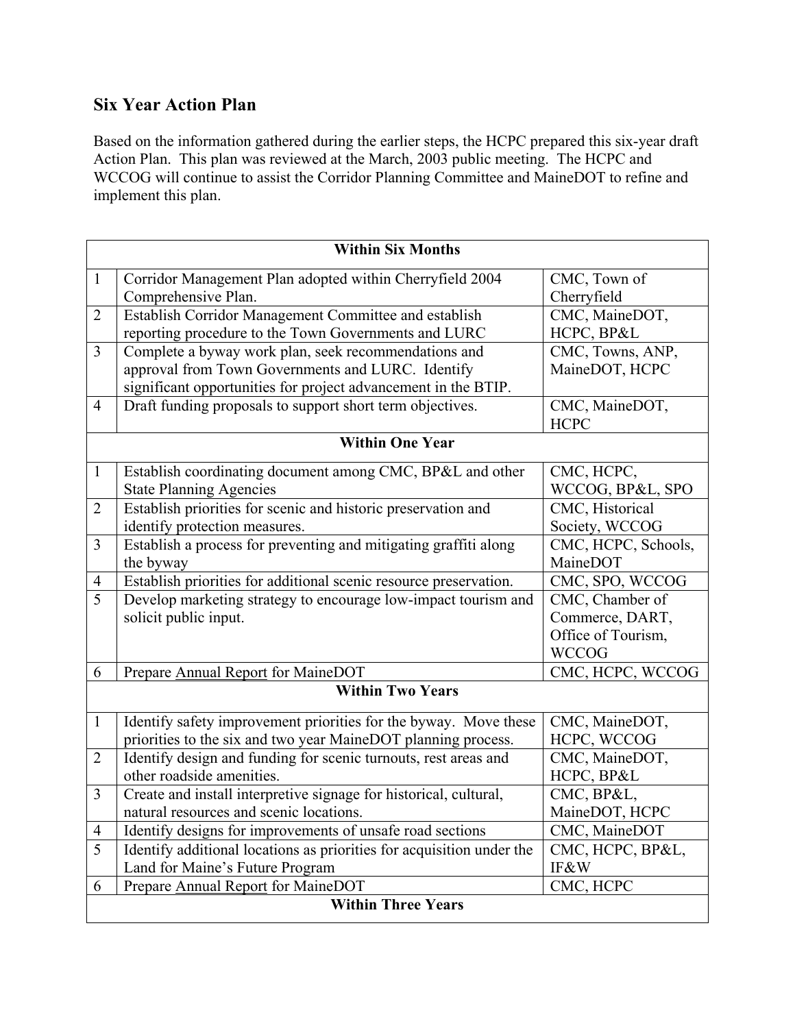## Six Year Action Plan

Based on the information gathered during the earlier steps, the HCPC prepared this six-year draft Action Plan. This plan was reviewed at the March, 2003 public meeting. The HCPC and WCCOG will continue to assist the Corridor Planning Committee and MaineDOT to refine and implement this plan.

| | Within Six Months | |
|---|---|---|
| 1 | Corridor Management Plan adopted within Cherryfield 2004 Comprehensive Plan. | CMC, Town of Cherryfield |
| 2 | Establish Corridor Management Committee and establish reporting procedure to the Town Governments and LURC | CMC, MaineDOT, HCPC, BP&L |
| 3 | Complete a byway work plan, seek recommendations and approval from Town Governments and LURC. Identify significant opportunities for project advancement in the BTIP. | CMC, Towns, ANP, MaineDOT, HCPC |
| 4 | Draft funding proposals to support short term objectives. | CMC, MaineDOT, HCPC |
| | **Within One Year** | |
| 1 | Establish coordinating document among CMC, BP&L and other State Planning Agencies | CMC, HCPC, WCCOG, BP&L, SPO |
| 2 | Establish priorities for scenic and historic preservation and identify protection measures. | CMC, Historical Society, WCCOG |
| 3 | Establish a process for preventing and mitigating graffiti along the byway | CMC, HCPC, Schools, MaineDOT |
| 4 | Establish priorities for additional scenic resource preservation. | CMC, SPO, WCCOG |
| 5 | Develop marketing strategy to encourage low-impact tourism and solicit public input. | CMC, Chamber of Commerce, DART, Office of Tourism, WCCOG |
| 6 | Prepare Annual Report for MaineDOT | CMC, HCPC, WCCOG |
| | **Within Two Years** | |
| 1 | Identify safety improvement priorities for the byway. Move these priorities to the six and two year MaineDOT planning process. | CMC, MaineDOT, HCPC, WCCOG |
| 2 | Identify design and funding for scenic turnouts, rest areas and other roadside amenities. | CMC, MaineDOT, HCPC, BP&L |
| 3 | Create and install interpretive signage for historical, cultural, natural resources and scenic locations. | CMC, BP&L, MaineDOT, HCPC |
| 4 | Identify designs for improvements of unsafe road sections | CMC, MaineDOT |
| 5 | Identify additional locations as priorities for acquisition under the Land for Maine's Future Program | CMC, HCPC, BP&L, IF&W |
| 6 | Prepare Annual Report for MaineDOT | CMC, HCPC |
| | **Within Three Years** | |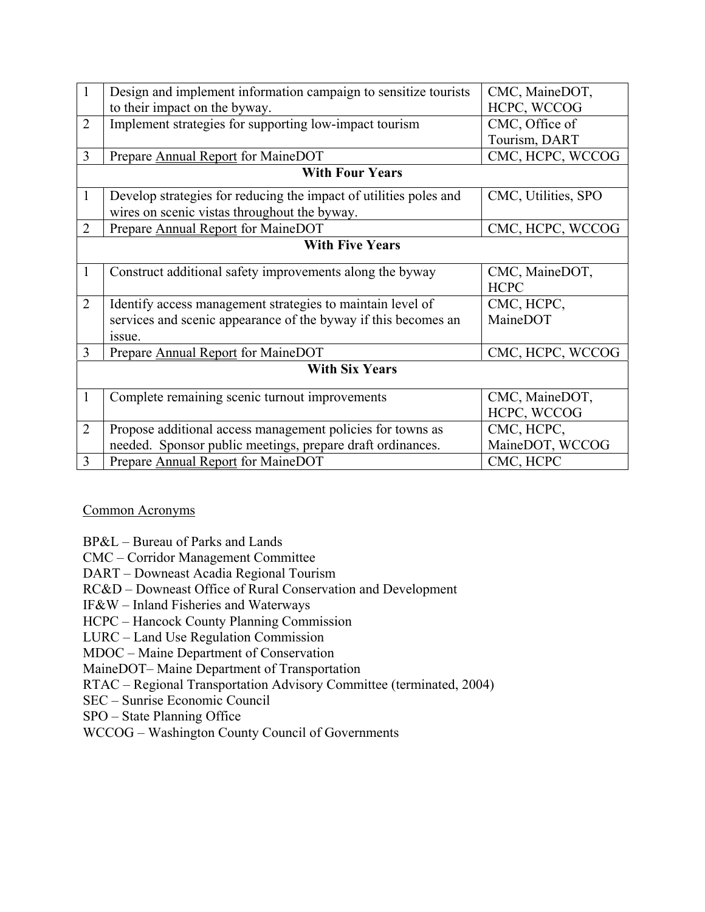| | | |
|---|---|---|
| 1 | Design and implement information campaign to sensitize tourists to their impact on the byway. | CMC, MaineDOT, HCPC, WCCOG |
| 2 | Implement strategies for supporting low-impact tourism | CMC, Office of Tourism, DART |
| 3 | Prepare <u>Annual Report</u> for MaineDOT | CMC, HCPC, WCCOG |
| | **With Four Years** | |
| 1 | Develop strategies for reducing the impact of utilities poles and wires on scenic vistas throughout the byway. | CMC, Utilities, SPO |
| 2 | Prepare <u>Annual Report</u> for MaineDOT | CMC, HCPC, WCCOG |
| | **With Five Years** | |
| 1 | Construct additional safety improvements along the byway | CMC, MaineDOT, HCPC |
| 2 | Identify access management strategies to maintain level of services and scenic appearance of the byway if this becomes an issue. | CMC, HCPC, MaineDOT |
| 3 | Prepare <u>Annual Report</u> for MaineDOT | CMC, HCPC, WCCOG |
| | **With Six Years** | |
| 1 | Complete remaining scenic turnout improvements | CMC, MaineDOT, HCPC, WCCOG |
| 2 | Propose additional access management policies for towns as needed. Sponsor public meetings, prepare draft ordinances. | CMC, HCPC, MaineDOT, WCCOG |
| 3 | Prepare <u>Annual Report</u> for MaineDOT | CMC, HCPC |

<u>Common Acronyms</u>

BP&L – Bureau of Parks and Lands
CMC – Corridor Management Committee
DART – Downeast Acadia Regional Tourism
RC&D – Downeast Office of Rural Conservation and Development
IF&W – Inland Fisheries and Waterways
HCPC – Hancock County Planning Commission
LURC – Land Use Regulation Commission
MDOC – Maine Department of Conservation
MaineDOT– Maine Department of Transportation
RTAC – Regional Transportation Advisory Committee (terminated, 2004)
SEC – Sunrise Economic Council
SPO – State Planning Office
WCCOG – Washington County Council of Governments